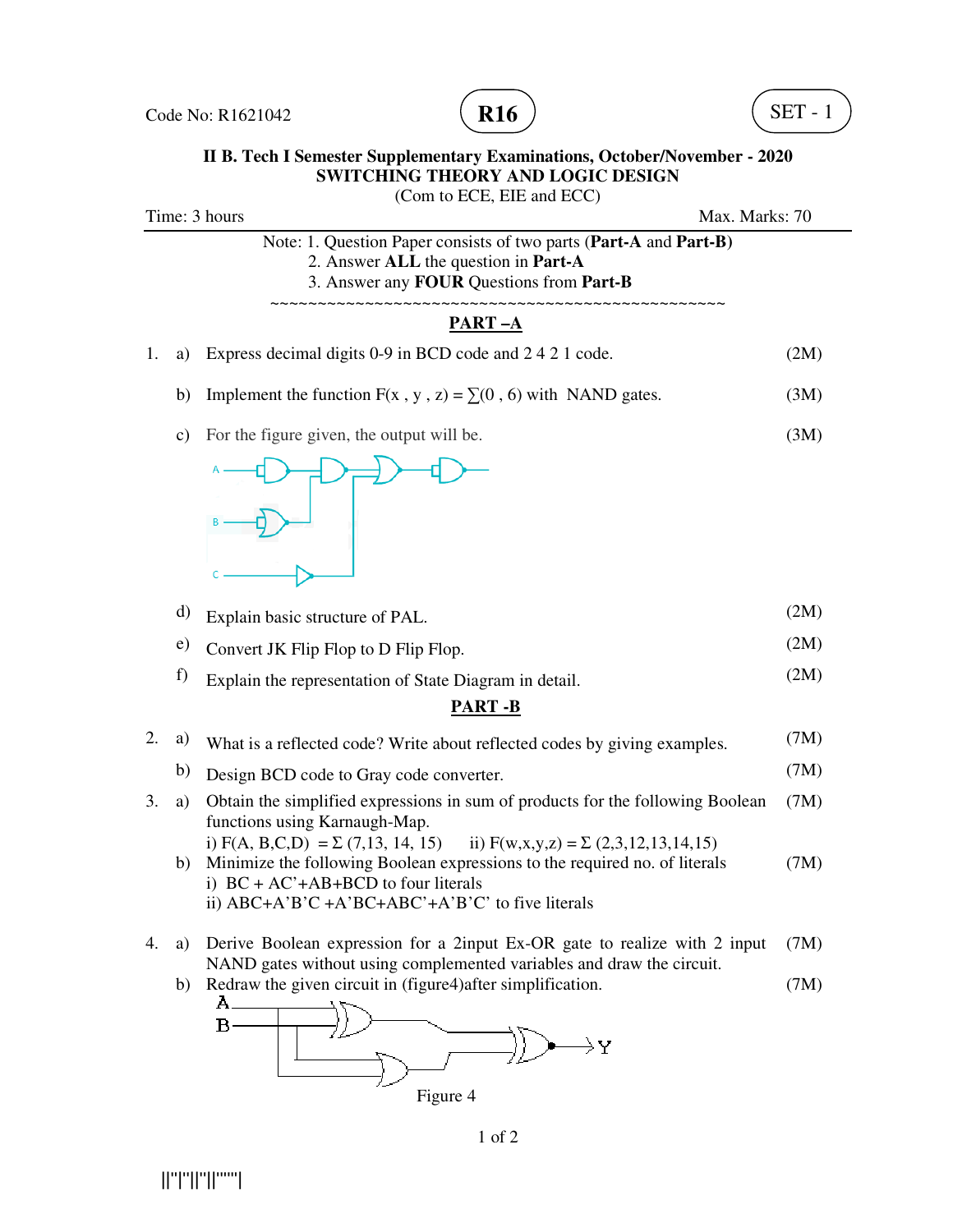Code No: R1621042 **R16** SET - 1

**II B. Tech I Semester Supplementary Examinations, October/November - 2020**
**SWITCHING THEORY AND LOGIC DESIGN**
(Com to ECE, EIE and ECC)

Time: 3 hours Max. Marks: 70

Note: 1. Question Paper consists of two parts (**Part-A** and **Part-B)**
2. Answer **ALL** the question in **Part-A**
3. Answer any **FOUR** Questions from **Part-B**

~~~~~~~~~~~~~~~~~~~~~~~~~~~~~~~~~~~~~~~~~~~~~~~~~~~

## PART –A

1. a) Express decimal digits 0-9 in BCD code and 2 4 2 1 code. (2M)

 b) Implement the function $F(x , y , z) = \sum(0 , 6)$ with NAND gates. (3M)

 c) For the given figure, the output will be. (3M)

 d) Explain basic structure of PAL. (2M)

 e) Convert JK Flip Flop to D Flip Flop. (2M)

 f) Explain the representation of State Diagram in detail. (2M)

## PART -B

2. a) What is a reflected code? Write about reflected codes by giving examples. (7M)

 b) Design BCD code to Gray code converter. (7M)

3. a) Obtain the simplified expressions in sum of products for the following Boolean functions using Karnaugh-Map. (7M)

 i) $F(A, B,C,D) = \Sigma (7,13, 14, 15)$ ii) $F(w,x,y,z) = \Sigma (2,3,12,13,14,15)$

 b) Minimize the following Boolean expressions to the required no. of literals (7M)

 i) BC + AC'+AB+BCD to four literals

 ii) ABC+A'B'C +A'BC+ABC'+A'B'C' to five literals

4. a) Derive Boolean expression for a 2input Ex-OR gate to realize with 2 input NAND gates without using complemented variables and draw the circuit. (7M)

 b) Redraw the given circuit in (figure4)after simplification. (7M)

Figure 4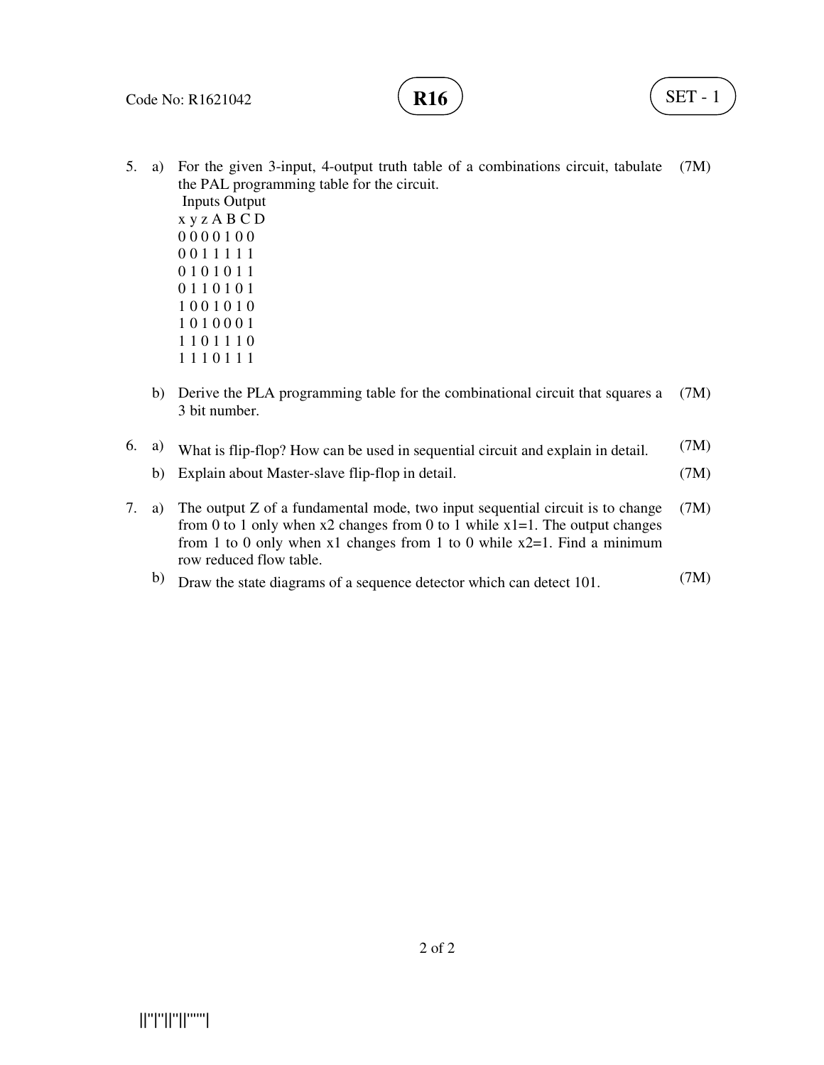5. a) For the given 3-input, 4-output truth table of a combinations circuit, tabulate the PAL programming table for the circuit. (7M)

   Inputs Output
   x y z A B C D
   0 0 0 0 1 0 0
   0 0 1 1 1 1 1
   0 1 0 1 0 1 1
   0 1 1 0 1 0 1
   1 0 0 1 0 1 0
   1 0 1 0 0 0 1
   1 1 0 1 1 1 0
   1 1 1 0 1 1 1

   b) Derive the PLA programming table for the combinational circuit that squares a 3 bit number. (7M)

6. a) What is flip-flop? How can be used in sequential circuit and explain in detail. (7M)

   b) Explain about Master-slave flip-flop in detail. (7M)

7. a) The output Z of a fundamental mode, two input sequential circuit is to change from 0 to 1 only when x2 changes from 0 to 1 while x1=1. The output changes from 1 to 0 only when x1 changes from 1 to 0 while x2=1. Find a minimum row reduced flow table. (7M)

   b) Draw the state diagrams of a sequence detector which can detect 101. (7M)